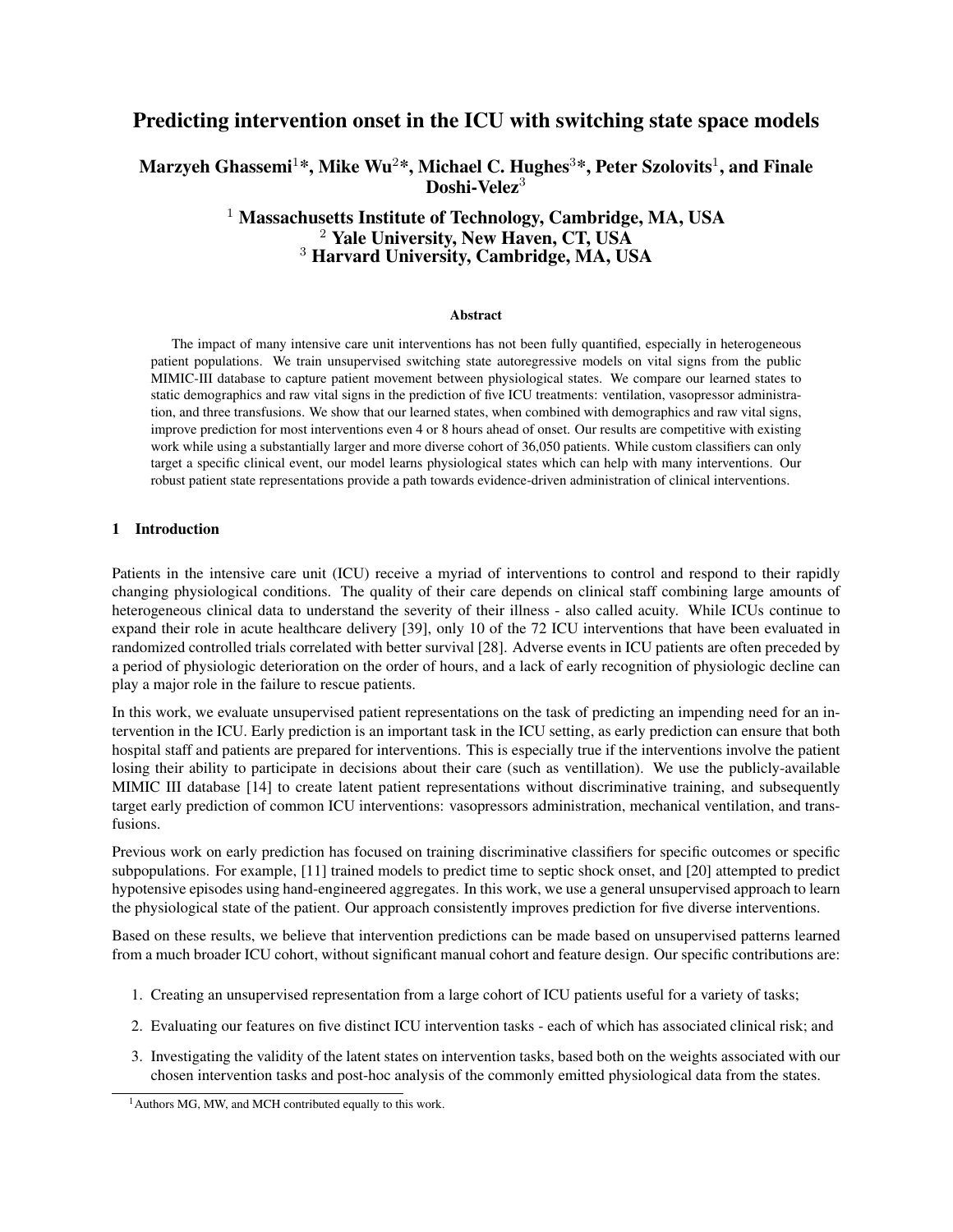# Predicting intervention onset in the ICU with switching state space models

**Marzyeh Ghassemi[1]\*, Mike Wu[2]\*, Michael C. Hughes[3]\*, Peter Szolovits[1], and Finale Doshi-Velez[3]**

[1] **Massachusetts Institute of Technology, Cambridge, MA, USA**
[2] **Yale University, New Haven, CT, USA**
[3] **Harvard University, Cambridge, MA, USA**

### Abstract

The impact of many intensive care unit interventions has not been fully quantified, especially in heterogeneous patient populations. We train unsupervised switching state autoregressive models on vital signs from the public MIMIC-III database to capture patient movement between physiological states. We compare our learned states to static demographics and raw vital signs in the prediction of five ICU treatments: ventilation, vasopressor administration, and three transfusions. We show that our learned states, when combined with demographics and raw vital signs, improve prediction for most interventions even 4 or 8 hours ahead of onset. Our results are competitive with existing work while using a substantially larger and more diverse cohort of 36,050 patients. While custom classifiers can only target a specific clinical event, our model learns physiological states which can help with many interventions. Our robust patient state representations provide a path towards evidence-driven administration of clinical interventions.

## 1 Introduction

Patients in the intensive care unit (ICU) receive a myriad of interventions to control and respond to their rapidly changing physiological conditions. The quality of their care depends on clinical staff combining large amounts of heterogeneous clinical data to understand the severity of their illness - also called acuity. While ICUs continue to expand their role in acute healthcare delivery [39], only 10 of the 72 ICU interventions that have been evaluated in randomized controlled trials correlated with better survival [28]. Adverse events in ICU patients are often preceded by a period of physiologic deterioration on the order of hours, and a lack of early recognition of physiologic decline can play a major role in the failure to rescue patients.

In this work, we evaluate unsupervised patient representations on the task of predicting an impending need for an intervention in the ICU. Early prediction is an important task in the ICU setting, as early prediction can ensure that both hospital staff and patients are prepared for interventions. This is especially true if the interventions involve the patient losing their ability to participate in decisions about their care (such as ventillation). We use the publicly-available MIMIC III database [14] to create latent patient representations without discriminative training, and subsequently target early prediction of common ICU interventions: vasopressors administration, mechanical ventilation, and transfusions.

Previous work on early prediction has focused on training discriminative classifiers for specific outcomes or specific subpopulations. For example, [11] trained models to predict time to septic shock onset, and [20] attempted to predict hypotensive episodes using hand-engineered aggregates. In this work, we use a general unsupervised approach to learn the physiological state of the patient. Our approach consistently improves prediction for five diverse interventions.

Based on these results, we believe that intervention predictions can be made based on unsupervised patterns learned from a much broader ICU cohort, without significant manual cohort and feature design. Our specific contributions are:

1. Creating an unsupervised representation from a large cohort of ICU patients useful for a variety of tasks;
2. Evaluating our features on five distinct ICU intervention tasks - each of which has associated clinical risk; and
3. Investigating the validity of the latent states on intervention tasks, based both on the weights associated with our chosen intervention tasks and post-hoc analysis of the commonly emitted physiological data from the states.

---

[1] Authors MG, MW, and MCH contributed equally to this work.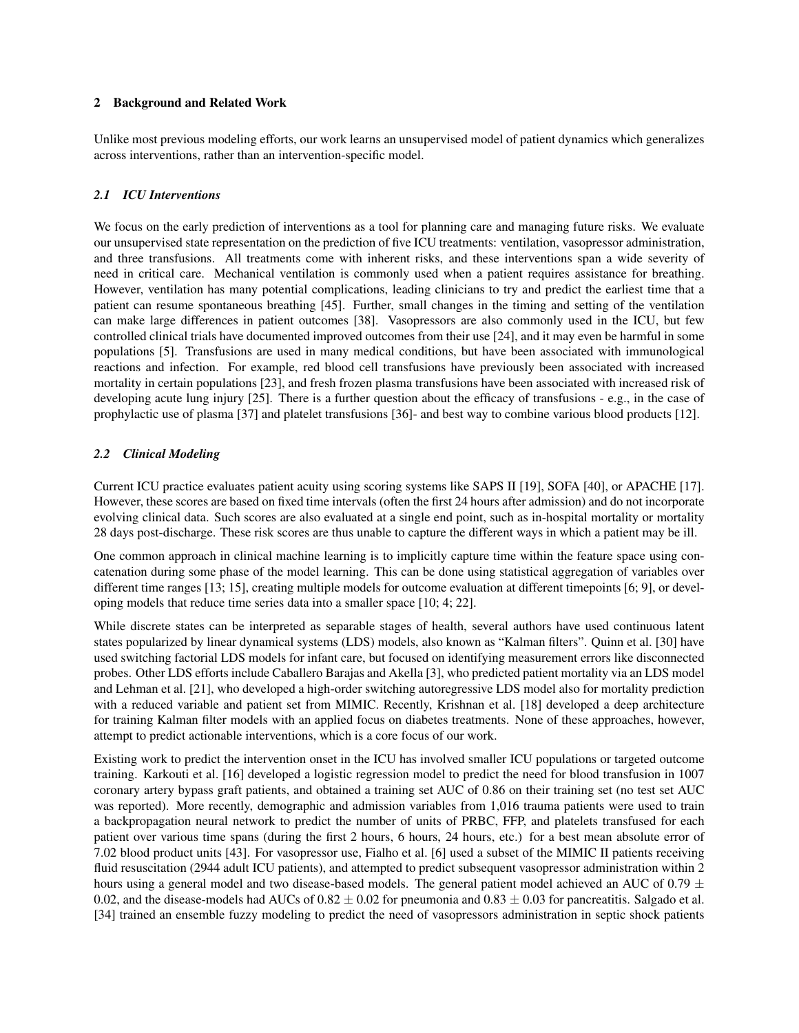## 2 Background and Related Work

Unlike most previous modeling efforts, our work learns an unsupervised model of patient dynamics which generalizes across interventions, rather than an intervention-specific model.

### *2.1 ICU Interventions*

We focus on the early prediction of interventions as a tool for planning care and managing future risks. We evaluate our unsupervised state representation on the prediction of five ICU treatments: ventilation, vasopressor administration, and three transfusions. All treatments come with inherent risks, and these interventions span a wide severity of need in critical care. Mechanical ventilation is commonly used when a patient requires assistance for breathing. However, ventilation has many potential complications, leading clinicians to try and predict the earliest time that a patient can resume spontaneous breathing [45]. Further, small changes in the timing and setting of the ventilation can make large differences in patient outcomes [38]. Vasopressors are also commonly used in the ICU, but few controlled clinical trials have documented improved outcomes from their use [24], and it may even be harmful in some populations [5]. Transfusions are used in many medical conditions, but have been associated with immunological reactions and infection. For example, red blood cell transfusions have previously been associated with increased mortality in certain populations [23], and fresh frozen plasma transfusions have been associated with increased risk of developing acute lung injury [25]. There is a further question about the efficacy of transfusions - e.g., in the case of prophylactic use of plasma [37] and platelet transfusions [36]- and best way to combine various blood products [12].

### *2.2 Clinical Modeling*

Current ICU practice evaluates patient acuity using scoring systems like SAPS II [19], SOFA [40], or APACHE [17]. However, these scores are based on fixed time intervals (often the first 24 hours after admission) and do not incorporate evolving clinical data. Such scores are also evaluated at a single end point, such as in-hospital mortality or mortality 28 days post-discharge. These risk scores are thus unable to capture the different ways in which a patient may be ill.

One common approach in clinical machine learning is to implicitly capture time within the feature space using concatenation during some phase of the model learning. This can be done using statistical aggregation of variables over different time ranges [13; 15], creating multiple models for outcome evaluation at different timepoints [6; 9], or developing models that reduce time series data into a smaller space [10; 4; 22].

While discrete states can be interpreted as separable stages of health, several authors have used continuous latent states popularized by linear dynamical systems (LDS) models, also known as "Kalman filters". Quinn et al. [30] have used switching factorial LDS models for infant care, but focused on identifying measurement errors like disconnected probes. Other LDS efforts include Caballero Barajas and Akella [3], who predicted patient mortality via an LDS model and Lehman et al. [21], who developed a high-order switching autoregressive LDS model also for mortality prediction with a reduced variable and patient set from MIMIC. Recently, Krishnan et al. [18] developed a deep architecture for training Kalman filter models with an applied focus on diabetes treatments. None of these approaches, however, attempt to predict actionable interventions, which is a core focus of our work.

Existing work to predict the intervention onset in the ICU has involved smaller ICU populations or targeted outcome training. Karkouti et al. [16] developed a logistic regression model to predict the need for blood transfusion in 1007 coronary artery bypass graft patients, and obtained a training set AUC of 0.86 on their training set (no test set AUC was reported). More recently, demographic and admission variables from 1,016 trauma patients were used to train a backpropagation neural network to predict the number of units of PRBC, FFP, and platelets transfused for each patient over various time spans (during the first 2 hours, 6 hours, 24 hours, etc.) for a best mean absolute error of 7.02 blood product units [43]. For vasopressor use, Fialho et al. [6] used a subset of the MIMIC II patients receiving fluid resuscitation (2944 adult ICU patients), and attempted to predict subsequent vasopressor administration within 2 hours using a general model and two disease-based models. The general patient model achieved an AUC of $0.79 \pm 0.02$, and the disease-models had AUCs of $0.82 \pm 0.02$ for pneumonia and $0.83 \pm 0.03$ for pancreatitis. Salgado et al. [34] trained an ensemble fuzzy modeling to predict the need of vasopressors administration in septic shock patients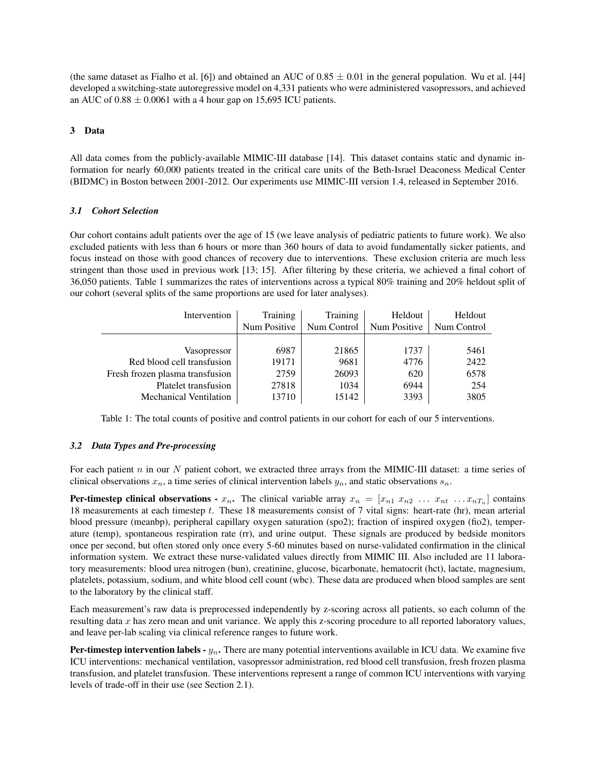(the same dataset as Fialho et al. [6]) and obtained an AUC of 0.85 $\pm$ 0.01 in the general population. Wu et al. [44] developed a switching-state autoregressive model on 4,331 patients who were administered vasopressors, and achieved an AUC of 0.88 $\pm$ 0.0061 with a 4 hour gap on 15,695 ICU patients.

## 3 Data

All data comes from the publicly-available MIMIC-III database [14]. This dataset contains static and dynamic information for nearly 60,000 patients treated in the critical care units of the Beth-Israel Deaconess Medical Center (BIDMC) in Boston between 2001-2012. Our experiments use MIMIC-III version 1.4, released in September 2016.

### *3.1 Cohort Selection*

Our cohort contains adult patients over the age of 15 (we leave analysis of pediatric patients to future work). We also excluded patients with less than 6 hours or more than 360 hours of data to avoid fundamentally sicker patients, and focus instead on those with good chances of recovery due to interventions. These exclusion criteria are much less stringent than those used in previous work [13; 15]. After filtering by these criteria, we achieved a final cohort of 36,050 patients. Table 1 summarizes the rates of interventions across a typical 80% training and 20% heldout split of our cohort (several splits of the same proportions are used for later analyses).

| Intervention | Training Num Positive | Training Num Control | Heldout Num Positive | Heldout Num Control |
|---|---|---|---|---|
| Vasopressor | 6987 | 21865 | 1737 | 5461 |
| Red blood cell transfusion | 19171 | 9681 | 4776 | 2422 |
| Fresh frozen plasma transfusion | 2759 | 26093 | 620 | 6578 |
| Platelet transfusion | 27818 | 1034 | 6944 | 254 |
| Mechanical Ventilation | 13710 | 15142 | 3393 | 3805 |

Table 1: The total counts of positive and control patients in our cohort for each of our 5 interventions.

### *3.2 Data Types and Pre-processing*

For each patient $n$ in our $N$ patient cohort, we extracted three arrays from the MIMIC-III dataset: a time series of clinical observations $x_n$, a time series of clinical intervention labels $y_n$, and static observations $s_n$.

**Per-timestep clinical observations - $x_n$.** The clinical variable array $x_n = [x_{n1}\ x_{n2}\ \dots\ x_{nt}\ \dots x_{nT_n}]$ contains 18 measurements at each timestep $t$. These 18 measurements consist of 7 vital signs: heart-rate (hr), mean arterial blood pressure (meanbp), peripheral capillary oxygen saturation (spo2); fraction of inspired oxygen (fio2), temperature (temp), spontaneous respiration rate (rr), and urine output. These signals are produced by bedside monitors once per second, but often stored only once every 5-60 minutes based on nurse-validated confirmation in the clinical information system. We extract these nurse-validated values directly from MIMIC III. Also included are 11 laboratory measurements: blood urea nitrogen (bun), creatinine, glucose, bicarbonate, hematocrit (hct), lactate, magnesium, platelets, potassium, sodium, and white blood cell count (wbc). These data are produced when blood samples are sent to the laboratory by the clinical staff.

Each measurement's raw data is preprocessed independently by z-scoring across all patients, so each column of the resulting data $x$ has zero mean and unit variance. We apply this z-scoring procedure to all reported laboratory values, and leave per-lab scaling via clinical reference ranges to future work.

**Per-timestep intervention labels - $y_n$.** There are many potential interventions available in ICU data. We examine five ICU interventions: mechanical ventilation, vasopressor administration, red blood cell transfusion, fresh frozen plasma transfusion, and platelet transfusion. These interventions represent a range of common ICU interventions with varying levels of trade-off in their use (see Section 2.1).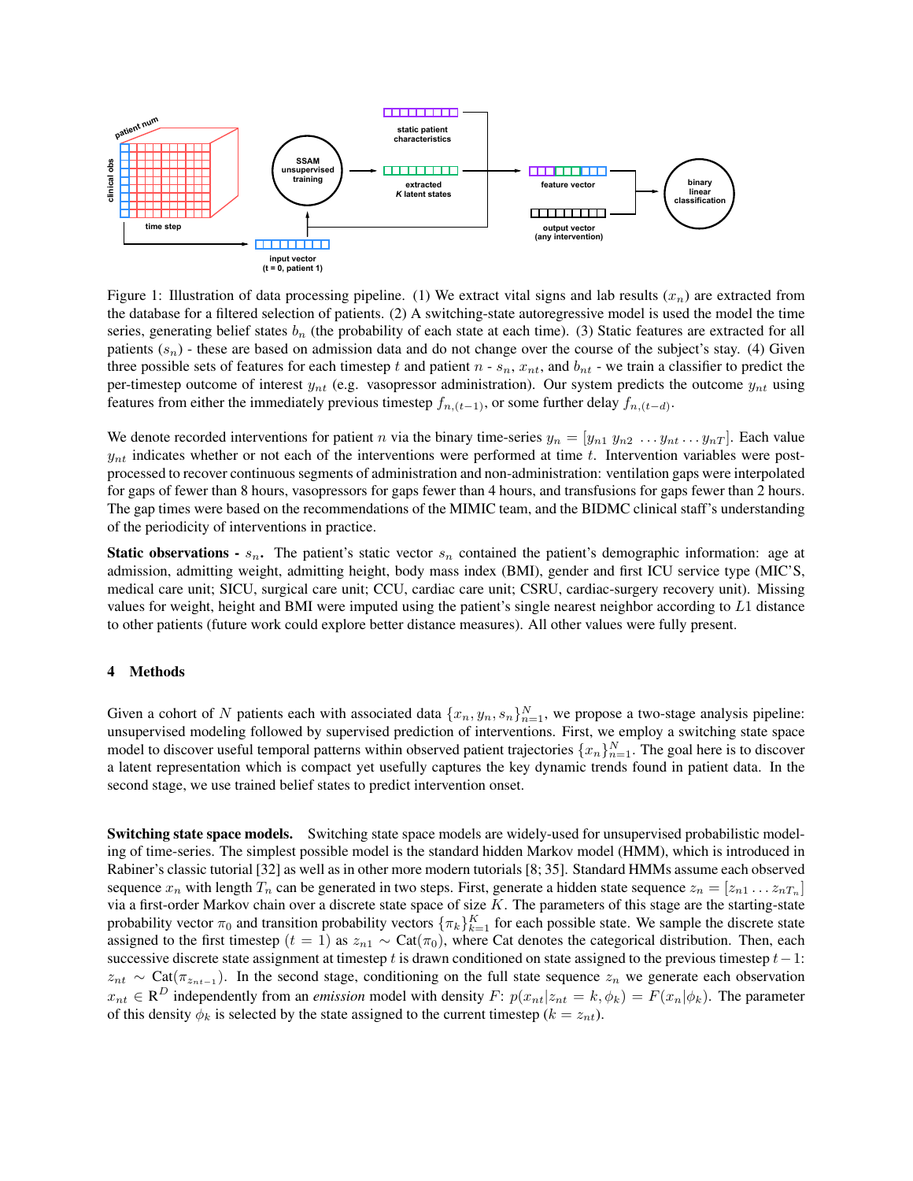Figure 1: Illustration of data processing pipeline. (1) We extract vital signs and lab results ($x_n$) are extracted from the database for a filtered selection of patients. (2) A switching-state autoregressive model is used the model the time series, generating belief states $b_n$ (the probability of each state at each time). (3) Static features are extracted for all patients ($s_n$) - these are based on admission data and do not change over the course of the subject's stay. (4) Given three possible sets of features for each timestep $t$ and patient $n$ - $s_n$, $x_{nt}$, and $b_{nt}$ - we train a classifier to predict the per-timestep outcome of interest $y_{nt}$ (e.g. vasopressor administration). Our system predicts the outcome $y_{nt}$ using features from either the immediately previous timestep $f_{n,(t-1)}$, or some further delay $f_{n,(t-d)}$.

We denote recorded interventions for patient $n$ via the binary time-series $y_n = [y_{n1}\ y_{n2}\ \dots y_{nt} \dots y_{nT}]$. Each value $y_{nt}$ indicates whether or not each of the interventions were performed at time $t$. Intervention variables were post-processed to recover continuous segments of administration and non-administration: ventilation gaps were interpolated for gaps of fewer than 8 hours, vasopressors for gaps fewer than 4 hours, and transfusions for gaps fewer than 2 hours. The gap times were based on the recommendations of the MIMIC team, and the BIDMC clinical staff's understanding of the periodicity of interventions in practice.

**Static observations -** $s_n$**.** The patient's static vector $s_n$ contained the patient's demographic information: age at admission, admitting weight, admitting height, body mass index (BMI), gender and first ICU service type (MIC'S, medical care unit; SICU, surgical care unit; CCU, cardiac care unit; CSRU, cardiac-surgery recovery unit). Missing values for weight, height and BMI were imputed using the patient's single nearest neighbor according to $L1$ distance to other patients (future work could explore better distance measures). All other values were fully present.

## 4 Methods

Given a cohort of $N$ patients each with associated data $\{x_n, y_n, s_n\}_{n=1}^N$, we propose a two-stage analysis pipeline: unsupervised modeling followed by supervised prediction of interventions. First, we employ a switching state space model to discover useful temporal patterns within observed patient trajectories $\{x_n\}_{n=1}^N$. The goal here is to discover a latent representation which is compact yet usefully captures the key dynamic trends found in patient data. In the second stage, we use trained belief states to predict intervention onset.

**Switching state space models.** Switching state space models are widely-used for unsupervised probabilistic modeling of time-series. The simplest possible model is the standard hidden Markov model (HMM), which is introduced in Rabiner's classic tutorial [32] as well as in other more modern tutorials [8; 35]. Standard HMMs assume each observed sequence $x_n$ with length $T_n$ can be generated in two steps. First, generate a hidden state sequence $z_n = [z_{n1} \dots z_{nT_n}]$ via a first-order Markov chain over a discrete state space of size $K$. The parameters of this stage are the starting-state probability vector $\pi_0$ and transition probability vectors $\{\pi_k\}_{k=1}^K$ for each possible state. We sample the discrete state assigned to the first timestep $(t = 1)$ as $z_{n1} \sim \text{Cat}(\pi_0)$, where Cat denotes the categorical distribution. Then, each successive discrete state assignment at timestep $t$ is drawn conditioned on state assigned to the previous timestep $t-1$: $z_{nt} \sim \text{Cat}(\pi_{z_{nt-1}})$. In the second stage, conditioning on the full state sequence $z_n$ we generate each observation $x_{nt} \in \mathbb{R}^D$ independently from an *emission* model with density $F$: $p(x_{nt}|z_{nt} = k, \phi_k) = F(x_n|\phi_k)$. The parameter of this density $\phi_k$ is selected by the state assigned to the current timestep $(k = z_{nt})$.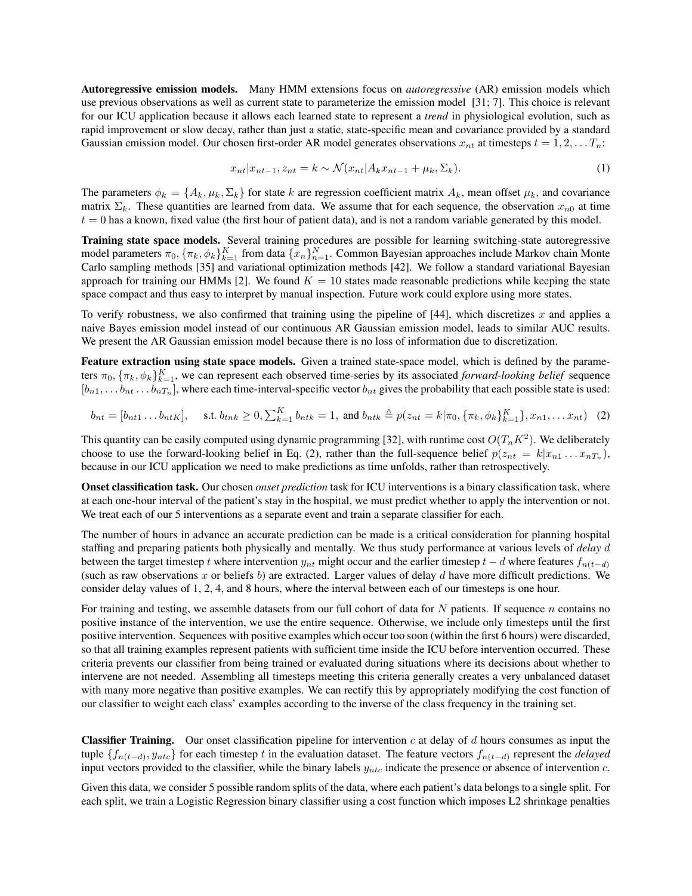**Autoregressive emission models.** Many HMM extensions focus on *autoregressive* (AR) emission models which use previous observations as well as current state to parameterize the emission model [31; 7]. This choice is relevant for our ICU application because it allows each learned state to represent a *trend* in physiological evolution, such as rapid improvement or slow decay, rather than just a static, state-specific mean and covariance provided by a standard Gaussian emission model. Our chosen first-order AR model generates observations $x_{nt}$ at timesteps $t = 1, 2, \ldots T_n$:

$$x_{nt} | x_{nt-1}, z_{nt} = k \sim \mathcal{N}(x_{nt} | A_k x_{nt-1} + \mu_k, \Sigma_k). \tag{1}$$

The parameters $\phi_k = \{A_k, \mu_k, \Sigma_k\}$ for state $k$ are regression coefficient matrix $A_k$, mean offset $\mu_k$, and covariance matrix $\Sigma_k$. These quantities are learned from data. We assume that for each sequence, the observation $x_{n0}$ at time $t = 0$ has a known, fixed value (the first hour of patient data), and is not a random variable generated by this model.

**Training state space models.** Several training procedures are possible for learning switching-state autoregressive model parameters $\pi_0, \{\pi_k, \phi_k\}_{k=1}^K$ from data $\{x_n\}_{n=1}^N$. Common Bayesian approaches include Markov chain Monte Carlo sampling methods [35] and variational optimization methods [42]. We follow a standard variational Bayesian approach for training our HMMs [2]. We found $K = 10$ states made reasonable predictions while keeping the state space compact and thus easy to interpret by manual inspection. Future work could explore using more states.

To verify robustness, we also confirmed that training using the pipeline of [44], which discretizes $x$ and applies a naive Bayes emission model instead of our continuous AR Gaussian emission model, leads to similar AUC results. We present the AR Gaussian emission model because there is no loss of information due to discretization.

**Feature extraction using state space models.** Given a trained state-space model, which is defined by the parameters $\pi_0, \{\pi_k, \phi_k\}_{k=1}^K$, we can represent each observed time-series by its associated *forward-looking belief* sequence $[b_{n1}, \ldots b_{nt} \ldots b_{nT_n}]$, where each time-interval-specific vector $b_{nt}$ gives the probability that each possible state is used:

$$b_{nt} = [b_{nt1} \ldots b_{ntK}], \quad \text{s.t. } b_{tnk} \geq 0, \textstyle\sum_{k=1}^K b_{ntk} = 1, \text{ and } b_{ntk} \triangleq p(z_{nt} = k | \pi_0, \{\pi_k, \phi_k\}_{k=1}^K\}, x_{n1}, \ldots x_{nt}) \tag{2}$$

This quantity can be easily computed using dynamic programming [32], with runtime cost $O(T_n K^2)$. We deliberately choose to use the forward-looking belief in Eq. (2), rather than the full-sequence belief $p(z_{nt} = k | x_{n1} \ldots x_{nT_n})$, because in our ICU application we need to make predictions as time unfolds, rather than retrospectively.

**Onset classification task.** Our chosen *onset prediction* task for ICU interventions is a binary classification task, where at each one-hour interval of the patient's stay in the hospital, we must predict whether to apply the intervention or not. We treat each of our 5 interventions as a separate event and train a separate classifier for each.

The number of hours in advance an accurate prediction can be made is a critical consideration for planning hospital staffing and preparing patients both physically and mentally. We thus study performance at various levels of *delay* $d$ between the target timestep $t$ where intervention $y_{nt}$ might occur and the earlier timestep $t - d$ where features $f_{n(t-d)}$ (such as raw observations $x$ or beliefs $b$) are extracted. Larger values of delay $d$ have more difficult predictions. We consider delay values of 1, 2, 4, and 8 hours, where the interval between each of our timesteps is one hour.

For training and testing, we assemble datasets from our full cohort of data for $N$ patients. If sequence $n$ contains no positive instance of the intervention, we use the entire sequence. Otherwise, we include only timesteps until the first positive intervention. Sequences with positive examples which occur too soon (within the first 6 hours) were discarded, so that all training examples represent patients with sufficient time inside the ICU before intervention occurred. These criteria prevents our classifier from being trained or evaluated during situations where its decisions about whether to intervene are not needed. Assembling all timesteps meeting this criteria generally creates a very unbalanced dataset with many more negative than positive examples. We can rectify this by appropriately modifying the cost function of our classifier to weight each class' examples according to the inverse of the class frequency in the training set.

**Classifier Training.** Our onset classification pipeline for intervention $c$ at delay of $d$ hours consumes as input the tuple $\{f_{n(t-d)}, y_{ntc}\}$ for each timestep $t$ in the evaluation dataset. The feature vectors $f_{n(t-d)}$ represent the *delayed* input vectors provided to the classifier, while the binary labels $y_{ntc}$ indicate the presence or absence of intervention $c$.

Given this data, we consider 5 possible random splits of the data, where each patient's data belongs to a single split. For each split, we train a Logistic Regression binary classifier using a cost function which imposes L2 shrinkage penalties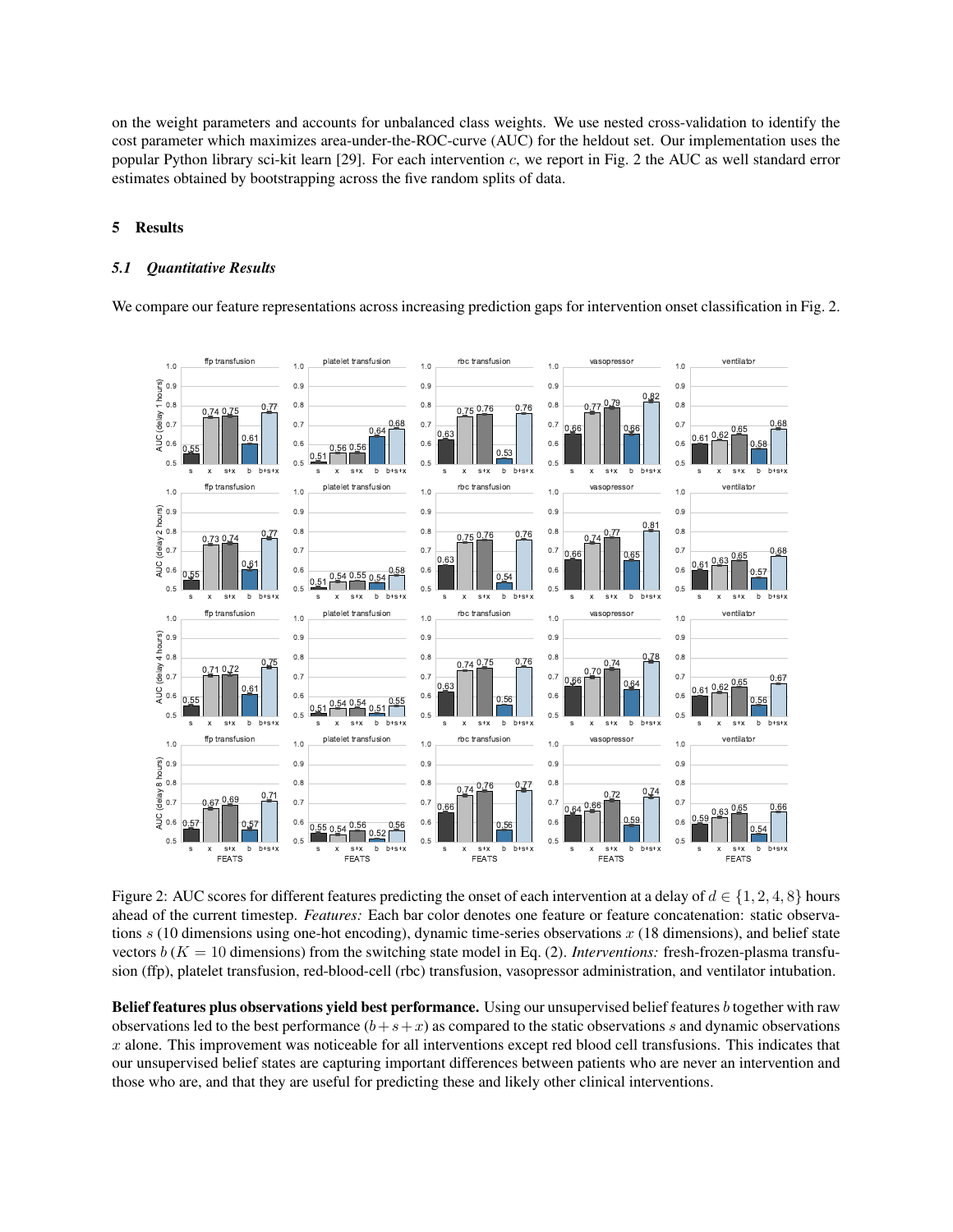on the weight parameters and accounts for unbalanced class weights. We use nested cross-validation to identify the cost parameter which maximizes area-under-the-ROC-curve (AUC) for the heldout set. Our implementation uses the popular Python library sci-kit learn [29]. For each intervention $c$, we report in Fig. 2 the AUC as well standard error estimates obtained by bootstrapping across the five random splits of data.

## 5 Results

### *5.1 Quantitative Results*

We compare our feature representations across increasing prediction gaps for intervention onset classification in Fig. 2.

Figure 2: AUC scores for different features predicting the onset of each intervention at a delay of $d \in \{1, 2, 4, 8\}$ hours ahead of the current timestep. *Features:* Each bar color denotes one feature or feature concatenation: static observations $s$ (10 dimensions using one-hot encoding), dynamic time-series observations $x$ (18 dimensions), and belief state vectors $b$ ($K = 10$ dimensions) from the switching state model in Eq. (2). *Interventions:* fresh-frozen-plasma transfusion (ffp), platelet transfusion, red-blood-cell (rbc) transfusion, vasopressor administration, and ventilator intubation.

**Belief features plus observations yield best performance.** Using our unsupervised belief features $b$ together with raw observations led to the best performance ($b + s + x$) as compared to the static observations $s$ and dynamic observations $x$ alone. This improvement was noticeable for all interventions except red blood cell transfusions. This indicates that our unsupervised belief states are capturing important differences between patients who are never an intervention and those who are, and that they are useful for predicting these and likely other clinical interventions.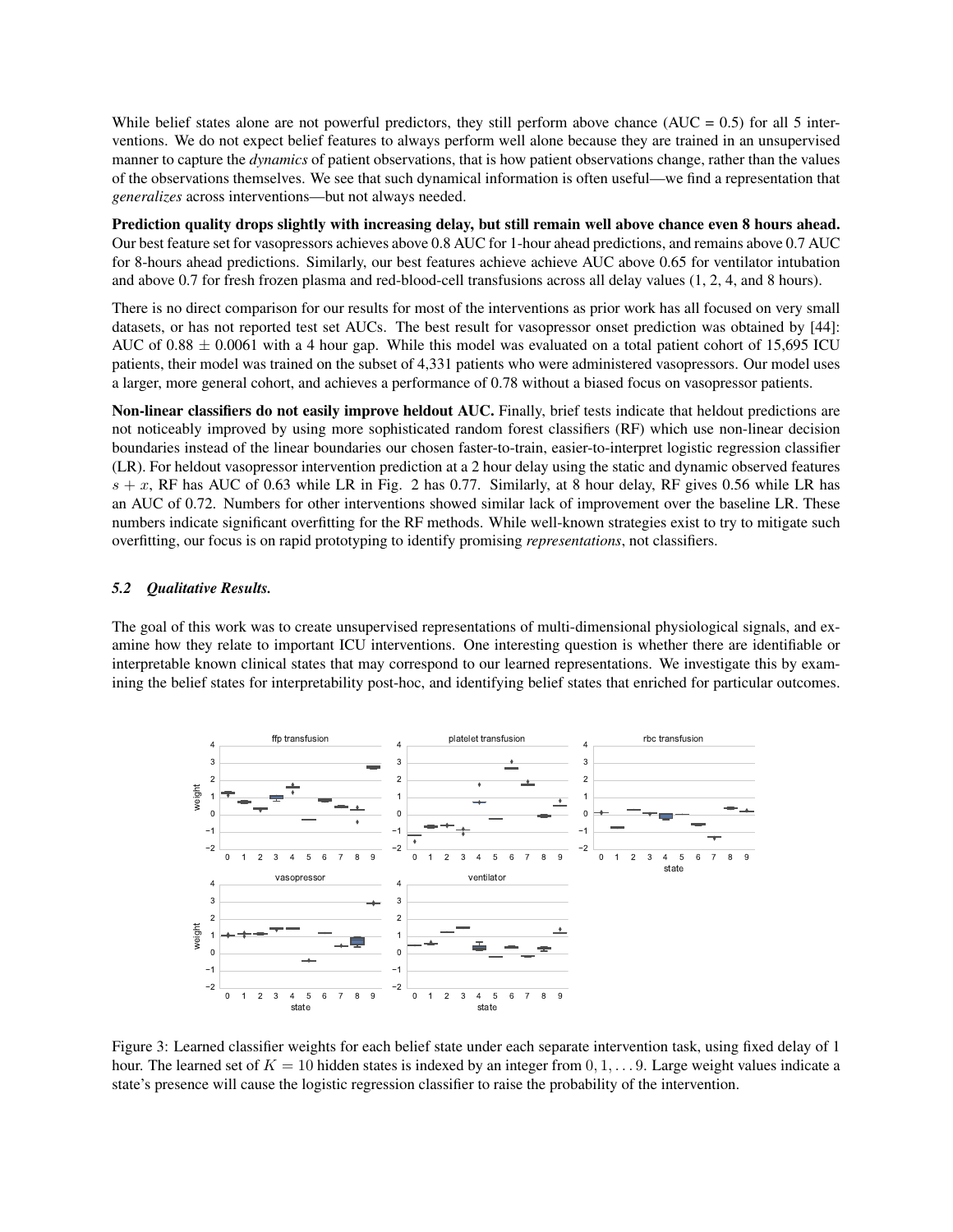While belief states alone are not powerful predictors, they still perform above chance (AUC = 0.5) for all 5 interventions. We do not expect belief features to always perform well alone because they are trained in an unsupervised manner to capture the *dynamics* of patient observations, that is how patient observations change, rather than the values of the observations themselves. We see that such dynamical information is often useful—we find a representation that *generalizes* across interventions—but not always needed.

**Prediction quality drops slightly with increasing delay, but still remain well above chance even 8 hours ahead.** Our best feature set for vasopressors achieves above 0.8 AUC for 1-hour ahead predictions, and remains above 0.7 AUC for 8-hours ahead predictions. Similarly, our best features achieve achieve AUC above 0.65 for ventilator intubation and above 0.7 for fresh frozen plasma and red-blood-cell transfusions across all delay values (1, 2, 4, and 8 hours).

There is no direct comparison for our results for most of the interventions as prior work has all focused on very small datasets, or has not reported test set AUCs. The best result for vasopressor onset prediction was obtained by [44]: AUC of $0.88 \pm 0.0061$ with a 4 hour gap. While this model was evaluated on a total patient cohort of 15,695 ICU patients, their model was trained on the subset of 4,331 patients who were administered vasopressors. Our model uses a larger, more general cohort, and achieves a performance of 0.78 without a biased focus on vasopressor patients.

**Non-linear classifiers do not easily improve heldout AUC.** Finally, brief tests indicate that heldout predictions are not noticeably improved by using more sophisticated random forest classifiers (RF) which use non-linear decision boundaries instead of the linear boundaries our chosen faster-to-train, easier-to-interpret logistic regression classifier (LR). For heldout vasopressor intervention prediction at a 2 hour delay using the static and dynamic observed features $s + x$, RF has AUC of 0.63 while LR in Fig. 2 has 0.77. Similarly, at 8 hour delay, RF gives 0.56 while LR has an AUC of 0.72. Numbers for other interventions showed similar lack of improvement over the baseline LR. These numbers indicate significant overfitting for the RF methods. While well-known strategies exist to try to mitigate such overfitting, our focus is on rapid prototyping to identify promising *representations*, not classifiers.

### *5.2 Qualitative Results.*

The goal of this work was to create unsupervised representations of multi-dimensional physiological signals, and examine how they relate to important ICU interventions. One interesting question is whether there are identifiable or interpretable known clinical states that may correspond to our learned representations. We investigate this by examining the belief states for interpretability post-hoc, and identifying belief states that enriched for particular outcomes.

Figure 3: Learned classifier weights for each belief state under each separate intervention task, using fixed delay of 1 hour. The learned set of $K = 10$ hidden states is indexed by an integer from $0, 1, \ldots 9$. Large weight values indicate a state's presence will cause the logistic regression classifier to raise the probability of the intervention.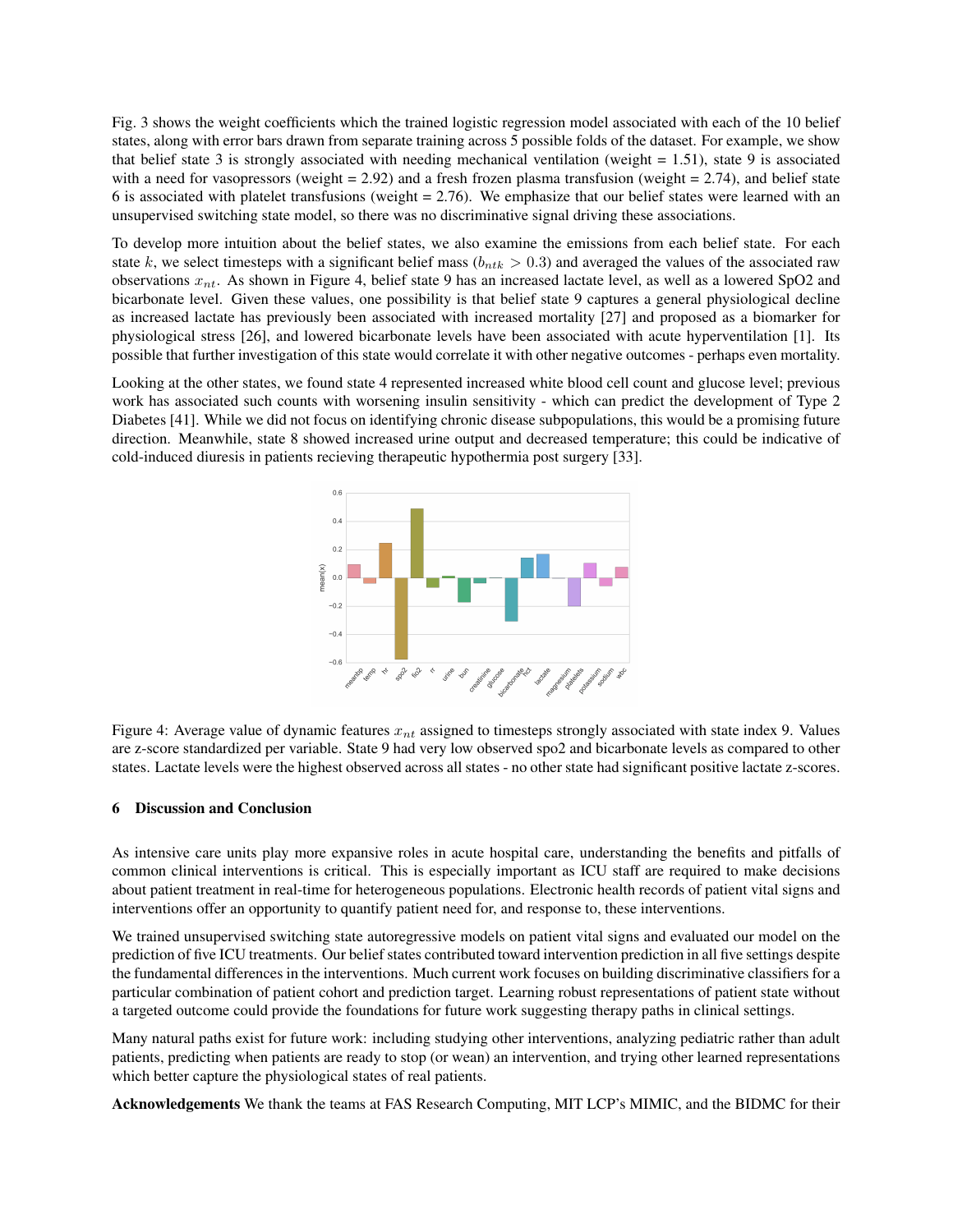Fig. 3 shows the weight coefficients which the trained logistic regression model associated with each of the 10 belief states, along with error bars drawn from separate training across 5 possible folds of the dataset. For example, we show that belief state 3 is strongly associated with needing mechanical ventilation (weight = 1.51), state 9 is associated with a need for vasopressors (weight = 2.92) and a fresh frozen plasma transfusion (weight = 2.74), and belief state 6 is associated with platelet transfusions (weight = 2.76). We emphasize that our belief states were learned with an unsupervised switching state model, so there was no discriminative signal driving these associations.

To develop more intuition about the belief states, we also examine the emissions from each belief state. For each state $k$, we select timesteps with a significant belief mass ($b_{ntk} > 0.3$) and averaged the values of the associated raw observations $x_{nt}$. As shown in Figure 4, belief state 9 has an increased lactate level, as well as a lowered SpO2 and bicarbonate level. Given these values, one possibility is that belief state 9 captures a general physiological decline as increased lactate has previously been associated with increased mortality [27] and proposed as a biomarker for physiological stress [26], and lowered bicarbonate levels have been associated with acute hyperventilation [1]. Its possible that further investigation of this state would correlate it with other negative outcomes - perhaps even mortality.

Looking at the other states, we found state 4 represented increased white blood cell count and glucose level; previous work has associated such counts with worsening insulin sensitivity - which can predict the development of Type 2 Diabetes [41]. While we did not focus on identifying chronic disease subpopulations, this would be a promising future direction. Meanwhile, state 8 showed increased urine output and decreased temperature; this could be indicative of cold-induced diuresis in patients recieving therapeutic hypothermia post surgery [33].

Figure 4: Average value of dynamic features $x_{nt}$ assigned to timesteps strongly associated with state index 9. Values are z-score standardized per variable. State 9 had very low observed spo2 and bicarbonate levels as compared to other states. Lactate levels were the highest observed across all states - no other state had significant positive lactate z-scores.

## 6 Discussion and Conclusion

As intensive care units play more expansive roles in acute hospital care, understanding the benefits and pitfalls of common clinical interventions is critical. This is especially important as ICU staff are required to make decisions about patient treatment in real-time for heterogeneous populations. Electronic health records of patient vital signs and interventions offer an opportunity to quantify patient need for, and response to, these interventions.

We trained unsupervised switching state autoregressive models on patient vital signs and evaluated our model on the prediction of five ICU treatments. Our belief states contributed toward intervention prediction in all five settings despite the fundamental differences in the interventions. Much current work focuses on building discriminative classifiers for a particular combination of patient cohort and prediction target. Learning robust representations of patient state without a targeted outcome could provide the foundations for future work suggesting therapy paths in clinical settings.

Many natural paths exist for future work: including studying other interventions, analyzing pediatric rather than adult patients, predicting when patients are ready to stop (or wean) an intervention, and trying other learned representations which better capture the physiological states of real patients.

**Acknowledgements** We thank the teams at FAS Research Computing, MIT LCP's MIMIC, and the BIDMC for their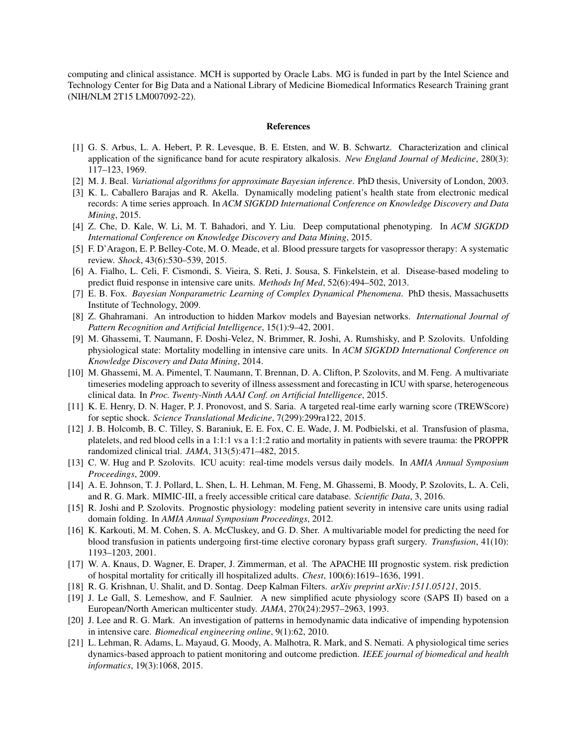computing and clinical assistance. MCH is supported by Oracle Labs. MG is funded in part by the Intel Science and Technology Center for Big Data and a National Library of Medicine Biomedical Informatics Research Training grant (NIH/NLM 2T15 LM007092-22).

## References

[1] G. S. Arbus, L. A. Hebert, P. R. Levesque, B. E. Etsten, and W. B. Schwartz. Characterization and clinical application of the significance band for acute respiratory alkalosis. *New England Journal of Medicine*, 280(3): 117–123, 1969.

[2] M. J. Beal. *Variational algorithms for approximate Bayesian inference*. PhD thesis, University of London, 2003.

[3] K. L. Caballero Barajas and R. Akella. Dynamically modeling patient's health state from electronic medical records: A time series approach. In *ACM SIGKDD International Conference on Knowledge Discovery and Data Mining*, 2015.

[4] Z. Che, D. Kale, W. Li, M. T. Bahadori, and Y. Liu. Deep computational phenotyping. In *ACM SIGKDD International Conference on Knowledge Discovery and Data Mining*, 2015.

[5] F. D'Aragon, E. P. Belley-Cote, M. O. Meade, et al. Blood pressure targets for vasopressor therapy: A systematic review. *Shock*, 43(6):530–539, 2015.

[6] A. Fialho, L. Celi, F. Cismondi, S. Vieira, S. Reti, J. Sousa, S. Finkelstein, et al. Disease-based modeling to predict fluid response in intensive care units. *Methods Inf Med*, 52(6):494–502, 2013.

[7] E. B. Fox. *Bayesian Nonparametric Learning of Complex Dynamical Phenomena*. PhD thesis, Massachusetts Institute of Technology, 2009.

[8] Z. Ghahramani. An introduction to hidden Markov models and Bayesian networks. *International Journal of Pattern Recognition and Artificial Intelligence*, 15(1):9–42, 2001.

[9] M. Ghassemi, T. Naumann, F. Doshi-Velez, N. Brimmer, R. Joshi, A. Rumshisky, and P. Szolovits. Unfolding physiological state: Mortality modelling in intensive care units. In *ACM SIGKDD International Conference on Knowledge Discovery and Data Mining*, 2014.

[10] M. Ghassemi, M. A. Pimentel, T. Naumann, T. Brennan, D. A. Clifton, P. Szolovits, and M. Feng. A multivariate timeseries modeling approach to severity of illness assessment and forecasting in ICU with sparse, heterogeneous clinical data. In *Proc. Twenty-Ninth AAAI Conf. on Artificial Intelligence*, 2015.

[11] K. E. Henry, D. N. Hager, P. J. Pronovost, and S. Saria. A targeted real-time early warning score (TREWScore) for septic shock. *Science Translational Medicine*, 7(299):299ra122, 2015.

[12] J. B. Holcomb, B. C. Tilley, S. Baraniuk, E. E. Fox, C. E. Wade, J. M. Podbielski, et al. Transfusion of plasma, platelets, and red blood cells in a 1:1:1 vs a 1:1:2 ratio and mortality in patients with severe trauma: the PROPPR randomized clinical trial. *JAMA*, 313(5):471–482, 2015.

[13] C. W. Hug and P. Szolovits. ICU acuity: real-time models versus daily models. In *AMIA Annual Symposium Proceedings*, 2009.

[14] A. E. Johnson, T. J. Pollard, L. Shen, L. H. Lehman, M. Feng, M. Ghassemi, B. Moody, P. Szolovits, L. A. Celi, and R. G. Mark. MIMIC-III, a freely accessible critical care database. *Scientific Data*, 3, 2016.

[15] R. Joshi and P. Szolovits. Prognostic physiology: modeling patient severity in intensive care units using radial domain folding. In *AMIA Annual Symposium Proceedings*, 2012.

[16] K. Karkouti, M. M. Cohen, S. A. McCluskey, and G. D. Sher. A multivariable model for predicting the need for blood transfusion in patients undergoing first-time elective coronary bypass graft surgery. *Transfusion*, 41(10): 1193–1203, 2001.

[17] W. A. Knaus, D. Wagner, E. Draper, J. Zimmerman, et al. The APACHE III prognostic system. risk prediction of hospital mortality for critically ill hospitalized adults. *Chest*, 100(6):1619–1636, 1991.

[18] R. G. Krishnan, U. Shalit, and D. Sontag. Deep Kalman Filters. *arXiv preprint arXiv:1511.05121*, 2015.

[19] J. Le Gall, S. Lemeshow, and F. Saulnier. A new simplified acute physiology score (SAPS II) based on a European/North American multicenter study. *JAMA*, 270(24):2957–2963, 1993.

[20] J. Lee and R. G. Mark. An investigation of patterns in hemodynamic data indicative of impending hypotension in intensive care. *Biomedical engineering online*, 9(1):62, 2010.

[21] L. Lehman, R. Adams, L. Mayaud, G. Moody, A. Malhotra, R. Mark, and S. Nemati. A physiological time series dynamics-based approach to patient monitoring and outcome prediction. *IEEE journal of biomedical and health informatics*, 19(3):1068, 2015.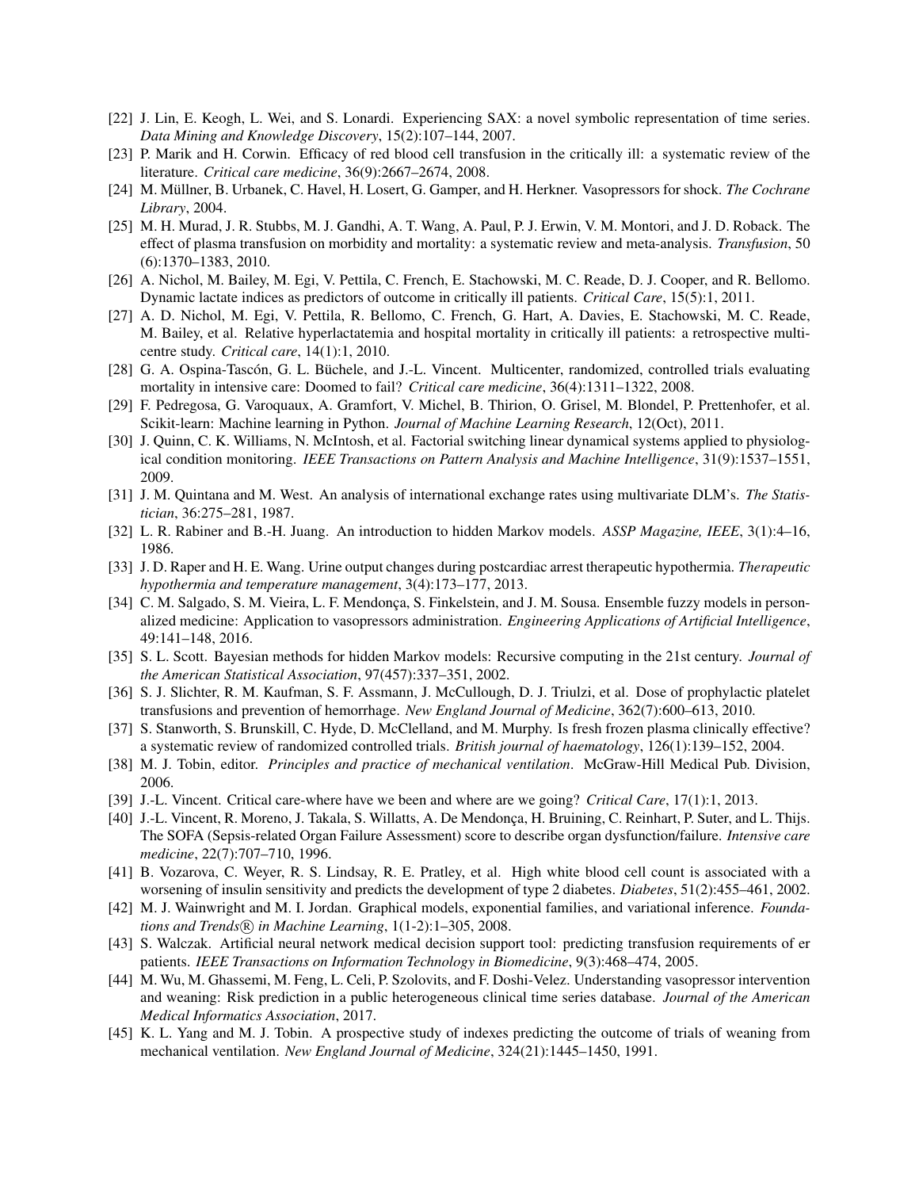[22] J. Lin, E. Keogh, L. Wei, and S. Lonardi. Experiencing SAX: a novel symbolic representation of time series. *Data Mining and Knowledge Discovery*, 15(2):107–144, 2007.

[23] P. Marik and H. Corwin. Efficacy of red blood cell transfusion in the critically ill: a systematic review of the literature. *Critical care medicine*, 36(9):2667–2674, 2008.

[24] M. Müllner, B. Urbanek, C. Havel, H. Losert, G. Gamper, and H. Herkner. Vasopressors for shock. *The Cochrane Library*, 2004.

[25] M. H. Murad, J. R. Stubbs, M. J. Gandhi, A. T. Wang, A. Paul, P. J. Erwin, V. M. Montori, and J. D. Roback. The effect of plasma transfusion on morbidity and mortality: a systematic review and meta-analysis. *Transfusion*, 50 (6):1370–1383, 2010.

[26] A. Nichol, M. Bailey, M. Egi, V. Pettila, C. French, E. Stachowski, M. C. Reade, D. J. Cooper, and R. Bellomo. Dynamic lactate indices as predictors of outcome in critically ill patients. *Critical Care*, 15(5):1, 2011.

[27] A. D. Nichol, M. Egi, V. Pettila, R. Bellomo, C. French, G. Hart, A. Davies, E. Stachowski, M. C. Reade, M. Bailey, et al. Relative hyperlactatemia and hospital mortality in critically ill patients: a retrospective multi-centre study. *Critical care*, 14(1):1, 2010.

[28] G. A. Ospina-Tascón, G. L. Büchele, and J.-L. Vincent. Multicenter, randomized, controlled trials evaluating mortality in intensive care: Doomed to fail? *Critical care medicine*, 36(4):1311–1322, 2008.

[29] F. Pedregosa, G. Varoquaux, A. Gramfort, V. Michel, B. Thirion, O. Grisel, M. Blondel, P. Prettenhofer, et al. Scikit-learn: Machine learning in Python. *Journal of Machine Learning Research*, 12(Oct), 2011.

[30] J. Quinn, C. K. Williams, N. McIntosh, et al. Factorial switching linear dynamical systems applied to physiological condition monitoring. *IEEE Transactions on Pattern Analysis and Machine Intelligence*, 31(9):1537–1551, 2009.

[31] J. M. Quintana and M. West. An analysis of international exchange rates using multivariate DLM's. *The Statistician*, 36:275–281, 1987.

[32] L. R. Rabiner and B.-H. Juang. An introduction to hidden Markov models. *ASSP Magazine, IEEE*, 3(1):4–16, 1986.

[33] J. D. Raper and H. E. Wang. Urine output changes during postcardiac arrest therapeutic hypothermia. *Therapeutic hypothermia and temperature management*, 3(4):173–177, 2013.

[34] C. M. Salgado, S. M. Vieira, L. F. Mendonça, S. Finkelstein, and J. M. Sousa. Ensemble fuzzy models in personalized medicine: Application to vasopressors administration. *Engineering Applications of Artificial Intelligence*, 49:141–148, 2016.

[35] S. L. Scott. Bayesian methods for hidden Markov models: Recursive computing in the 21st century. *Journal of the American Statistical Association*, 97(457):337–351, 2002.

[36] S. J. Slichter, R. M. Kaufman, S. F. Assmann, J. McCullough, D. J. Triulzi, et al. Dose of prophylactic platelet transfusions and prevention of hemorrhage. *New England Journal of Medicine*, 362(7):600–613, 2010.

[37] S. Stanworth, S. Brunskill, C. Hyde, D. McClelland, and M. Murphy. Is fresh frozen plasma clinically effective? a systematic review of randomized controlled trials. *British journal of haematology*, 126(1):139–152, 2004.

[38] M. J. Tobin, editor. *Principles and practice of mechanical ventilation*. McGraw-Hill Medical Pub. Division, 2006.

[39] J.-L. Vincent. Critical care-where have we been and where are we going? *Critical Care*, 17(1):1, 2013.

[40] J.-L. Vincent, R. Moreno, J. Takala, S. Willatts, A. De Mendonça, H. Bruining, C. Reinhart, P. Suter, and L. Thijs. The SOFA (Sepsis-related Organ Failure Assessment) score to describe organ dysfunction/failure. *Intensive care medicine*, 22(7):707–710, 1996.

[41] B. Vozarova, C. Weyer, R. S. Lindsay, R. E. Pratley, et al. High white blood cell count is associated with a worsening of insulin sensitivity and predicts the development of type 2 diabetes. *Diabetes*, 51(2):455–461, 2002.

[42] M. J. Wainwright and M. I. Jordan. Graphical models, exponential families, and variational inference. *Foundations and Trends® in Machine Learning*, 1(1-2):1–305, 2008.

[43] S. Walczak. Artificial neural network medical decision support tool: predicting transfusion requirements of er patients. *IEEE Transactions on Information Technology in Biomedicine*, 9(3):468–474, 2005.

[44] M. Wu, M. Ghassemi, M. Feng, L. Celi, P. Szolovits, and F. Doshi-Velez. Understanding vasopressor intervention and weaning: Risk prediction in a public heterogeneous clinical time series database. *Journal of the American Medical Informatics Association*, 2017.

[45] K. L. Yang and M. J. Tobin. A prospective study of indexes predicting the outcome of trials of weaning from mechanical ventilation. *New England Journal of Medicine*, 324(21):1445–1450, 1991.